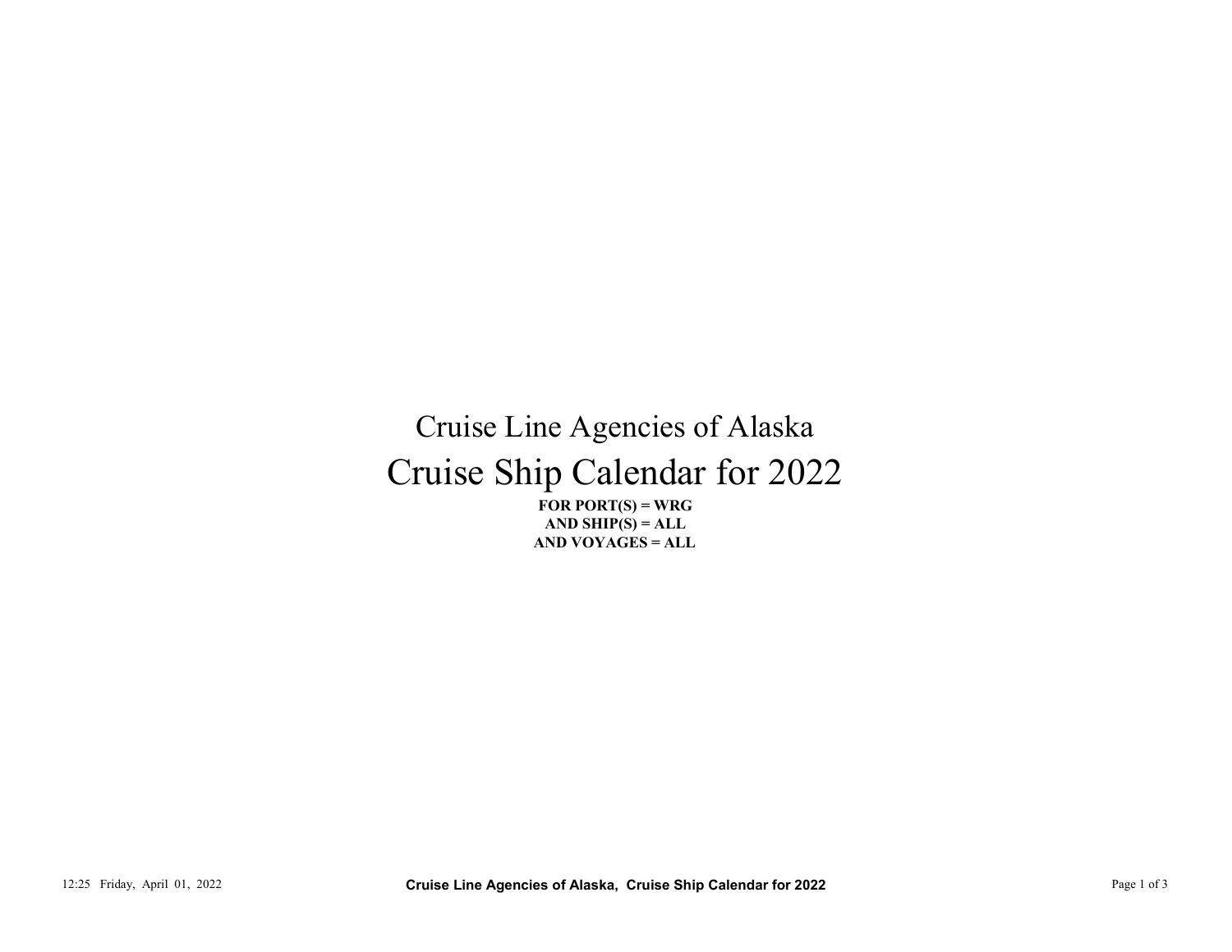# Cruise Line Agencies of Alaska

# Cruise Ship Calendar for 2022

**FOR PORT(S) = WRG**
**AND SHIP(S) = ALL**
**AND VOYAGES = ALL**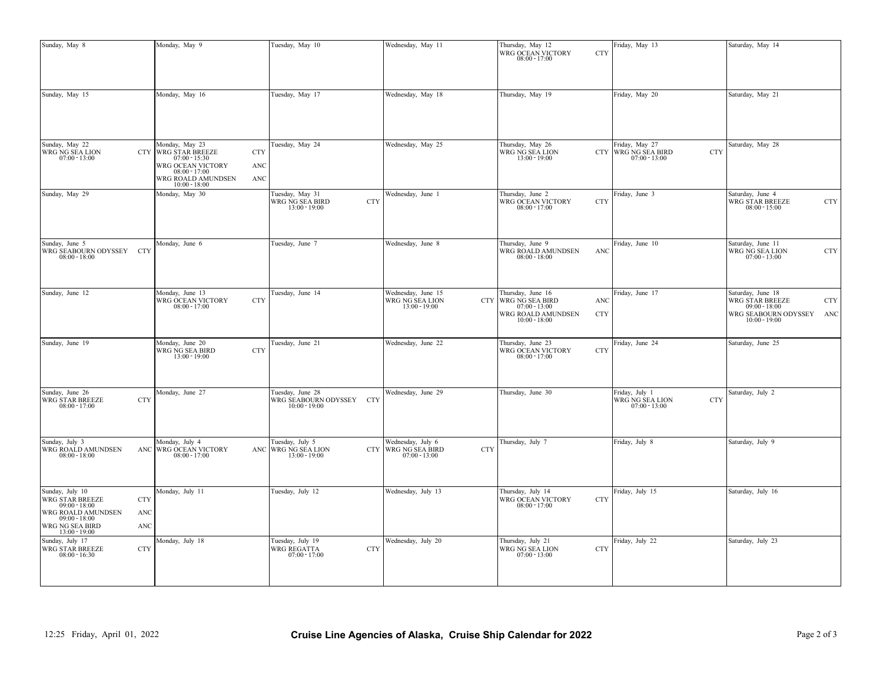| Sunday | Monday | Tuesday | Wednesday | Thursday | Friday | Saturday |
|---|---|---|---|---|---|---|
| Sunday, May 8 | Monday, May 9 | Tuesday, May 10 | Wednesday, May 11 | Thursday, May 12<br>WRG OCEAN VICTORY CTY<br>08:00 - 17:00 | Friday, May 13 | Saturday, May 14 |
| Sunday, May 15 | Monday, May 16 | Tuesday, May 17 | Wednesday, May 18 | Thursday, May 19 | Friday, May 20 | Saturday, May 21 |
| Sunday, May 22<br>WRG NG SEA LION CTY<br>07:00 - 13:00 | Monday, May 23<br>WRG STAR BREEZE CTY<br>07:00 - 15:30<br>WRG OCEAN VICTORY ANC<br>08:00 - 17:00<br>WRG ROALD AMUNDSEN ANC<br>10:00 - 18:00 | Tuesday, May 24 | Wednesday, May 25 | Thursday, May 26<br>WRG NG SEA LION CTY<br>13:00 - 19:00 | Friday, May 27<br>WRG NG SEA BIRD CTY<br>07:00 - 13:00 | Saturday, May 28 |
| Sunday, May 29 | Monday, May 30 | Tuesday, May 31<br>WRG NG SEA BIRD CTY<br>13:00 - 19:00 | Wednesday, June 1 | Thursday, June 2<br>WRG OCEAN VICTORY CTY<br>08:00 - 17:00 | Friday, June 3 | Saturday, June 4<br>WRG STAR BREEZE CTY<br>08:00 - 15:00 |
| Sunday, June 5<br>WRG SEABOURN ODYSSEY CTY<br>08:00 - 18:00 | Monday, June 6 | Tuesday, June 7 | Wednesday, June 8 | Thursday, June 9<br>WRG ROALD AMUNDSEN ANC<br>08:00 - 18:00 | Friday, June 10 | Saturday, June 11<br>WRG NG SEA LION CTY<br>07:00 - 13:00 |
| Sunday, June 12 | Monday, June 13<br>WRG OCEAN VICTORY CTY<br>08:00 - 17:00 | Tuesday, June 14 | Wednesday, June 15<br>WRG NG SEA LION CTY<br>13:00 - 19:00 | Thursday, June 16<br>WRG NG SEA BIRD ANC<br>07:00 - 13:00<br>WRG ROALD AMUNDSEN CTY<br>10:00 - 18:00 | Friday, June 17 | Saturday, June 18<br>WRG STAR BREEZE CTY<br>09:00 - 18:00<br>WRG SEABOURN ODYSSEY ANC<br>10:00 - 19:00 |
| Sunday, June 19 | Monday, June 20<br>WRG NG SEA BIRD CTY<br>13:00 - 19:00 | Tuesday, June 21 | Wednesday, June 22 | Thursday, June 23<br>WRG OCEAN VICTORY CTY<br>08:00 - 17:00 | Friday, June 24 | Saturday, June 25 |
| Sunday, June 26<br>WRG STAR BREEZE CTY<br>08:00 - 17:00 | Monday, June 27 | Tuesday, June 28<br>WRG SEABOURN ODYSSEY CTY<br>10:00 - 19:00 | Wednesday, June 29 | Thursday, June 30 | Friday, July 1<br>WRG NG SEA LION CTY<br>07:00 - 13:00 | Saturday, July 2 |
| Sunday, July 3<br>WRG ROALD AMUNDSEN ANC<br>08:00 - 18:00 | Monday, July 4<br>WRG OCEAN VICTORY ANC<br>08:00 - 17:00 | Tuesday, July 5<br>WRG NG SEA LION CTY<br>13:00 - 19:00 | Wednesday, July 6<br>WRG NG SEA BIRD CTY<br>07:00 - 13:00 | Thursday, July 7 | Friday, July 8 | Saturday, July 9 |
| Sunday, July 10<br>WRG STAR BREEZE CTY<br>09:00 - 18:00<br>WRG ROALD AMUNDSEN ANC<br>09:00 - 18:00<br>WRG NG SEA BIRD ANC<br>13:00 - 19:00 | Monday, July 11 | Tuesday, July 12 | Wednesday, July 13 | Thursday, July 14<br>WRG OCEAN VICTORY CTY<br>08:00 - 17:00 | Friday, July 15 | Saturday, July 16 |
| Sunday, July 17<br>WRG STAR BREEZE CTY<br>08:00 - 16:30 | Monday, July 18 | Tuesday, July 19<br>WRG REGATTA CTY<br>07:00 - 17:00 | Wednesday, July 20 | Thursday, July 21<br>WRG NG SEA LION CTY<br>07:00 - 13:00 | Friday, July 22 | Saturday, July 23 |

12:25 Friday, April 01, 2022

**Cruise Line Agencies of Alaska, Cruise Ship Calendar for 2022**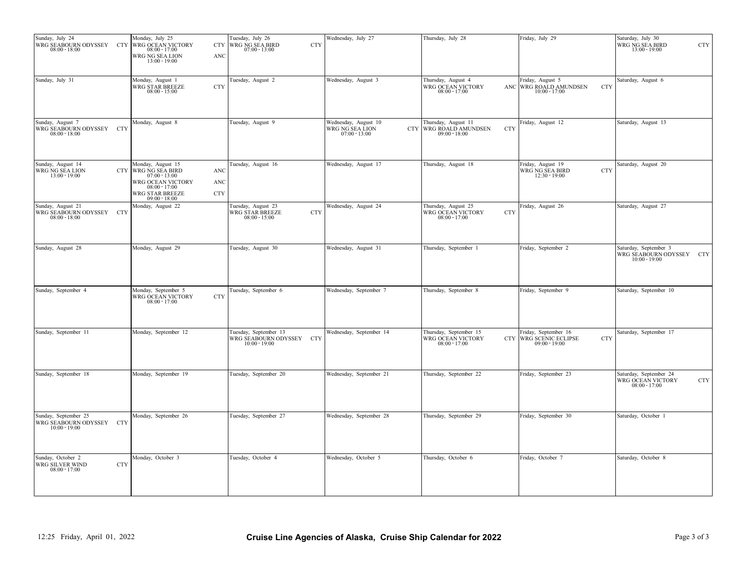| Sunday | Monday | Tuesday | Wednesday | Thursday | Friday | Saturday |
|---|---|---|---|---|---|---|
| Sunday, July 24<br>WRG SEABOURN ODYSSEY CTY<br>08:00 - 18:00 | Monday, July 25<br>WRG OCEAN VICTORY CTY<br>08:00 - 17:00<br>WRG NG SEA LION ANC<br>13:00 - 19:00 | Tuesday, July 26<br>WRG NG SEA BIRD CTY<br>07:00 - 13:00 | Wednesday, July 27 | Thursday, July 28 | Friday, July 29 | Saturday, July 30<br>WRG NG SEA BIRD CTY<br>13:00 - 19:00 |
| Sunday, July 31 | Monday, August 1<br>WRG STAR BREEZE CTY<br>08:00 - 15:00 | Tuesday, August 2 | Wednesday, August 3 | Thursday, August 4<br>WRG OCEAN VICTORY ANC<br>08:00 - 17:00 | Friday, August 5<br>WRG ROALD AMUNDSEN CTY<br>10:00 - 17:00 | Saturday, August 6 |
| Sunday, August 7<br>WRG SEABOURN ODYSSEY CTY<br>08:00 - 18:00 | Monday, August 8 | Tuesday, August 9 | Wednesday, August 10<br>WRG NG SEA LION CTY<br>07:00 - 13:00 | Thursday, August 11<br>WRG ROALD AMUNDSEN CTY<br>09:00 - 18:00 | Friday, August 12 | Saturday, August 13 |
| Sunday, August 14<br>WRG NG SEA LION CTY<br>13:00 - 19:00 | Monday, August 15<br>WRG NG SEA BIRD ANC<br>07:00 - 13:00<br>WRG OCEAN VICTORY ANC<br>08:00 - 17:00<br>WRG STAR BREEZE CTY<br>09:00 - 18:00 | Tuesday, August 16 | Wednesday, August 17 | Thursday, August 18 | Friday, August 19<br>WRG NG SEA BIRD CTY<br>12:30 - 19:00 | Saturday, August 20 |
| Sunday, August 21<br>WRG SEABOURN ODYSSEY CTY<br>08:00 - 18:00 | Monday, August 22 | Tuesday, August 23<br>WRG STAR BREEZE CTY<br>08:00 - 15:00 | Wednesday, August 24 | Thursday, August 25<br>WRG OCEAN VICTORY CTY<br>08:00 - 17:00 | Friday, August 26 | Saturday, August 27 |
| Sunday, August 28 | Monday, August 29 | Tuesday, August 30 | Wednesday, August 31 | Thursday, September 1 | Friday, September 2 | Saturday, September 3<br>WRG SEABOURN ODYSSEY CTY<br>10:00 - 19:00 |
| Sunday, September 4 | Monday, September 5<br>WRG OCEAN VICTORY CTY<br>08:00 - 17:00 | Tuesday, September 6 | Wednesday, September 7 | Thursday, September 8 | Friday, September 9 | Saturday, September 10 |
| Sunday, September 11 | Monday, September 12 | Tuesday, September 13<br>WRG SEABOURN ODYSSEY CTY<br>10:00 - 19:00 | Wednesday, September 14 | Thursday, September 15<br>WRG OCEAN VICTORY CTY<br>08:00 - 17:00 | Friday, September 16<br>WRG SCENIC ECLIPSE CTY<br>09:00 - 19:00 | Saturday, September 17 |
| Sunday, September 18 | Monday, September 19 | Tuesday, September 20 | Wednesday, September 21 | Thursday, September 22 | Friday, September 23 | Saturday, September 24<br>WRG OCEAN VICTORY CTY<br>08:00 - 17:00 |
| Sunday, September 25<br>WRG SEABOURN ODYSSEY CTY<br>10:00 - 19:00 | Monday, September 26 | Tuesday, September 27 | Wednesday, September 28 | Thursday, September 29 | Friday, September 30 | Saturday, October 1 |
| Sunday, October 2<br>WRG SILVER WIND CTY<br>08:00 - 17:00 | Monday, October 3 | Tuesday, October 4 | Wednesday, October 5 | Thursday, October 6 | Friday, October 7 | Saturday, October 8 |

12:25 Friday, April 01, 2022

**Cruise Line Agencies of Alaska, Cruise Ship Calendar for 2022**